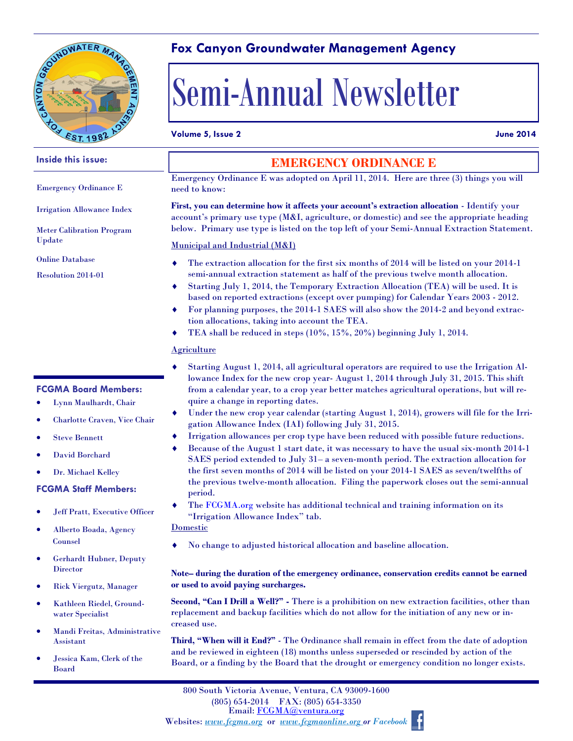# Fox Canyon Groundwater Management Agency

# Semi-Annual Newsletter

**Volume 5, Issue 2** **June 2014**

**Inside this issue:**

- Emergency Ordinance E
- Irrigation Allowance Index
- Meter Calibration Program Update
- Online Database
- Resolution 2014-01

## EMERGENCY ORDINANCE E

Emergency Ordinance E was adopted on April 11, 2014. Here are three (3) things you will need to know:

**First, you can determine how it affects your account's extraction allocation** - Identify your account's primary use type (M&I, agriculture, or domestic) and see the appropriate heading below. Primary use type is listed on the top left of your Semi-Annual Extraction Statement.

Municipal and Industrial (M&I)

- The extraction allocation for the first six months of 2014 will be listed on your 2014-1 semi-annual extraction statement as half of the previous twelve month allocation.
- Starting July 1, 2014, the Temporary Extraction Allocation (TEA) will be used. It is based on reported extractions (except over pumping) for Calendar Years 2003 - 2012.
- For planning purposes, the 2014-1 SAES will also show the 2014-2 and beyond extraction allocations, taking into account the TEA.
- TEA shall be reduced in steps (10%, 15%, 20%) beginning July 1, 2014.

Agriculture

- Starting August 1, 2014, all agricultural operators are required to use the Irrigation Allowance Index for the new crop year- August 1, 2014 through July 31, 2015. This shift from a calendar year, to a crop year better matches agricultural operations, but will require a change in reporting dates.
- Under the new crop year calendar (starting August 1, 2014), growers will file for the Irrigation Allowance Index (IAI) following July 31, 2015.
- Irrigation allowances per crop type have been reduced with possible future reductions.
- Because of the August 1 start date, it was necessary to have the usual six-month 2014-1 SAES period extended to July 31– a seven-month period. The extraction allocation for the first seven months of 2014 will be listed on your 2014-1 SAES as seven/twelfths of the previous twelve-month allocation. Filing the paperwork closes out the semi-annual period.
- The FCGMA.org website has additional technical and training information on its "Irrigation Allowance Index" tab.

Domestic

- No change to adjusted historical allocation and baseline allocation.

**Note– during the duration of the emergency ordinance, conservation credits cannot be earned or used to avoid paying surcharges.**

**Second, "Can I Drill a Well?"** - There is a prohibition on new extraction facilities, other than replacement and backup facilities which do not allow for the initiation of any new or increased use.

**Third, "When will it End?"** - The Ordinance shall remain in effect from the date of adoption and be reviewed in eighteen (18) months unless superseded or rescinded by action of the Board, or a finding by the Board that the drought or emergency condition no longer exists.

### FCGMA Board Members:

- Lynn Maulhardt, Chair
- Charlotte Craven, Vice Chair
- Steve Bennett
- David Borchard
- Dr. Michael Kelley

### FCGMA Staff Members:

- Jeff Pratt, Executive Officer
- Alberto Boada, Agency Counsel
- Gerhardt Hubner, Deputy Director
- Rick Viergutz, Manager
- Kathleen Riedel, Groundwater Specialist
- Mandi Freitas, Administrative Assistant
- Jessica Kam, Clerk of the Board

800 South Victoria Avenue, Ventura, CA 93009-1600
(805) 654-2014 FAX: (805) 654-3350
Email: FCGMA@ventura.org
Websites: *www.fcgma.org* or *www.fcgmaonline.org* or *Facebook*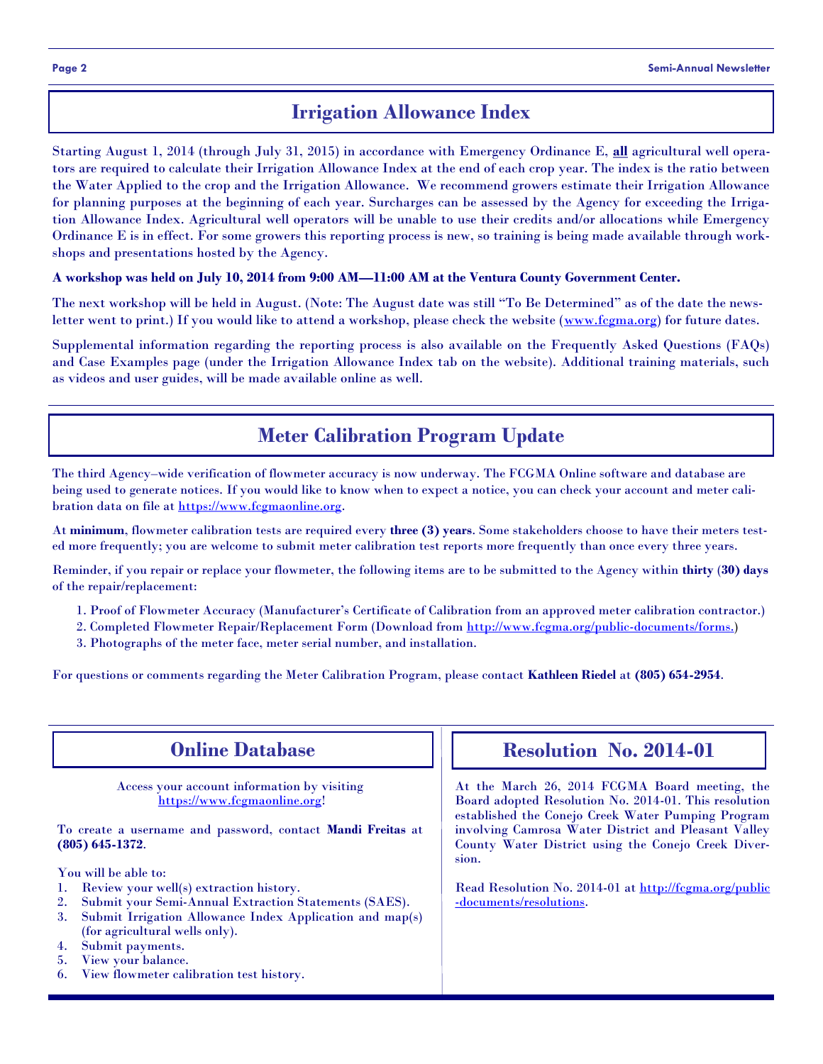## Irrigation Allowance Index

Starting August 1, 2014 (through July 31, 2015) in accordance with Emergency Ordinance E, **all** agricultural well operators are required to calculate their Irrigation Allowance Index at the end of each crop year. The index is the ratio between the Water Applied to the crop and the Irrigation Allowance. We recommend growers estimate their Irrigation Allowance for planning purposes at the beginning of each year. Surcharges can be assessed by the Agency for exceeding the Irrigation Allowance Index. Agricultural well operators will be unable to use their credits and/or allocations while Emergency Ordinance E is in effect. For some growers this reporting process is new, so training is being made available through workshops and presentations hosted by the Agency.

**A workshop was held on July 10, 2014 from 9:00 AM—11:00 AM at the Ventura County Government Center.**

The next workshop will be held in August. (Note: The August date was still "To Be Determined" as of the date the newsletter went to print.) If you would like to attend a workshop, please check the website (www.fcgma.org) for future dates.

Supplemental information regarding the reporting process is also available on the Frequently Asked Questions (FAQs) and Case Examples page (under the Irrigation Allowance Index tab on the website). Additional training materials, such as videos and user guides, will be made available online as well.

## Meter Calibration Program Update

The third Agency–wide verification of flowmeter accuracy is now underway. The FCGMA Online software and database are being used to generate notices. If you would like to know when to expect a notice, you can check your account and meter calibration data on file at https://www.fcgmaonline.org.

At **minimum**, flowmeter calibration tests are required every **three (3) years**. Some stakeholders choose to have their meters tested more frequently; you are welcome to submit meter calibration test reports more frequently than once every three years.

Reminder, if you repair or replace your flowmeter, the following items are to be submitted to the Agency within **thirty (30) days** of the repair/replacement:

1. Proof of Flowmeter Accuracy (Manufacturer's Certificate of Calibration from an approved meter calibration contractor.)
2. Completed Flowmeter Repair/Replacement Form (Download from http://www.fcgma.org/public-documents/forms.)
3. Photographs of the meter face, meter serial number, and installation.

For questions or comments regarding the Meter Calibration Program, please contact **Kathleen Riedel** at **(805) 654-2954**.

## Online Database

Access your account information by visiting https://www.fcgmaonline.org!

To create a username and password, contact **Mandi Freitas** at **(805) 645-1372**.

You will be able to:

1. Review your well(s) extraction history.
2. Submit your Semi-Annual Extraction Statements (SAES).
3. Submit Irrigation Allowance Index Application and map(s) (for agricultural wells only).
4. Submit payments.
5. View your balance.
6. View flowmeter calibration test history.

## Resolution No. 2014-01

At the March 26, 2014 FCGMA Board meeting, the Board adopted Resolution No. 2014-01. This resolution established the Conejo Creek Water Pumping Program involving Camrosa Water District and Pleasant Valley County Water District using the Conejo Creek Diversion.

Read Resolution No. 2014-01 at http://fcgma.org/public-documents/resolutions.